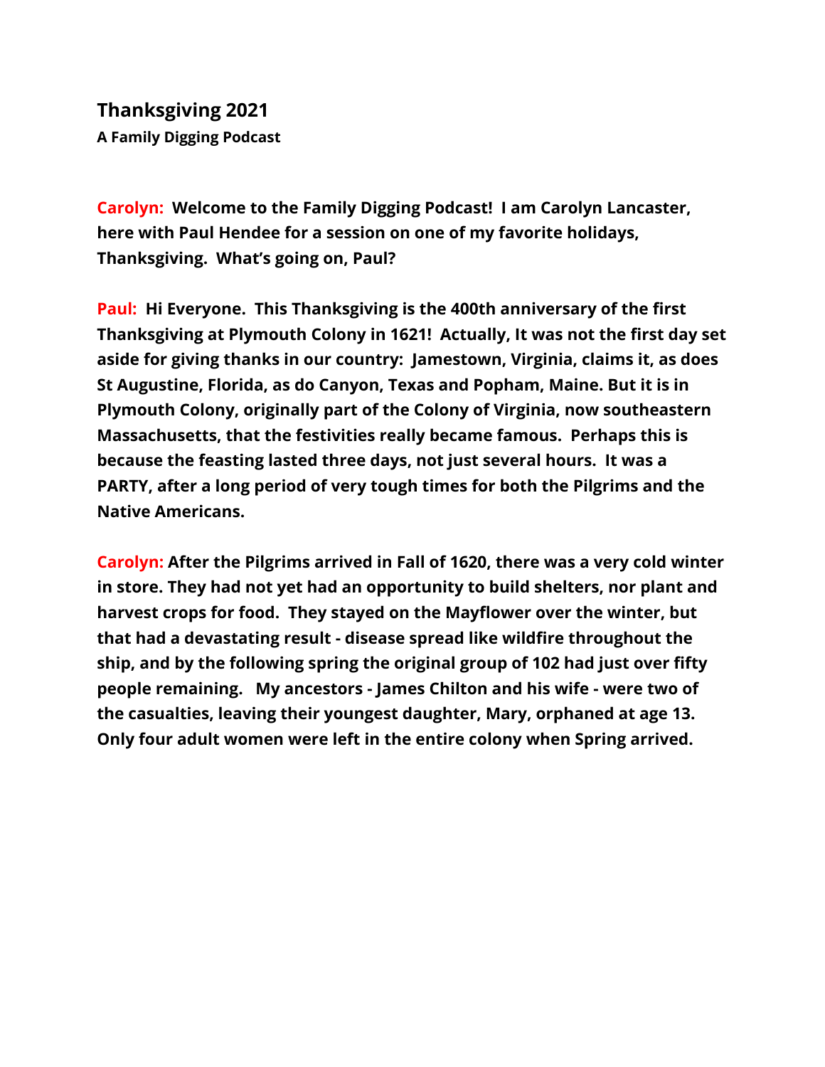# Thanksgiving 2021

**A Family Digging Podcast**

**Carolyn: Welcome to the Family Digging Podcast! I am Carolyn Lancaster, here with Paul Hendee for a session on one of my favorite holidays, Thanksgiving. What's going on, Paul?**

**Paul: Hi Everyone. This Thanksgiving is the 400th anniversary of the first Thanksgiving at Plymouth Colony in 1621! Actually, It was not the first day set aside for giving thanks in our country: Jamestown, Virginia, claims it, as does St Augustine, Florida, as do Canyon, Texas and Popham, Maine. But it is in Plymouth Colony, originally part of the Colony of Virginia, now southeastern Massachusetts, that the festivities really became famous. Perhaps this is because the feasting lasted three days, not just several hours. It was a PARTY, after a long period of very tough times for both the Pilgrims and the Native Americans.**

**Carolyn: After the Pilgrims arrived in Fall of 1620, there was a very cold winter in store. They had not yet had an opportunity to build shelters, nor plant and harvest crops for food. They stayed on the Mayflower over the winter, but that had a devastating result - disease spread like wildfire throughout the ship, and by the following spring the original group of 102 had just over fifty people remaining. My ancestors - James Chilton and his wife - were two of the casualties, leaving their youngest daughter, Mary, orphaned at age 13. Only four adult women were left in the entire colony when Spring arrived.**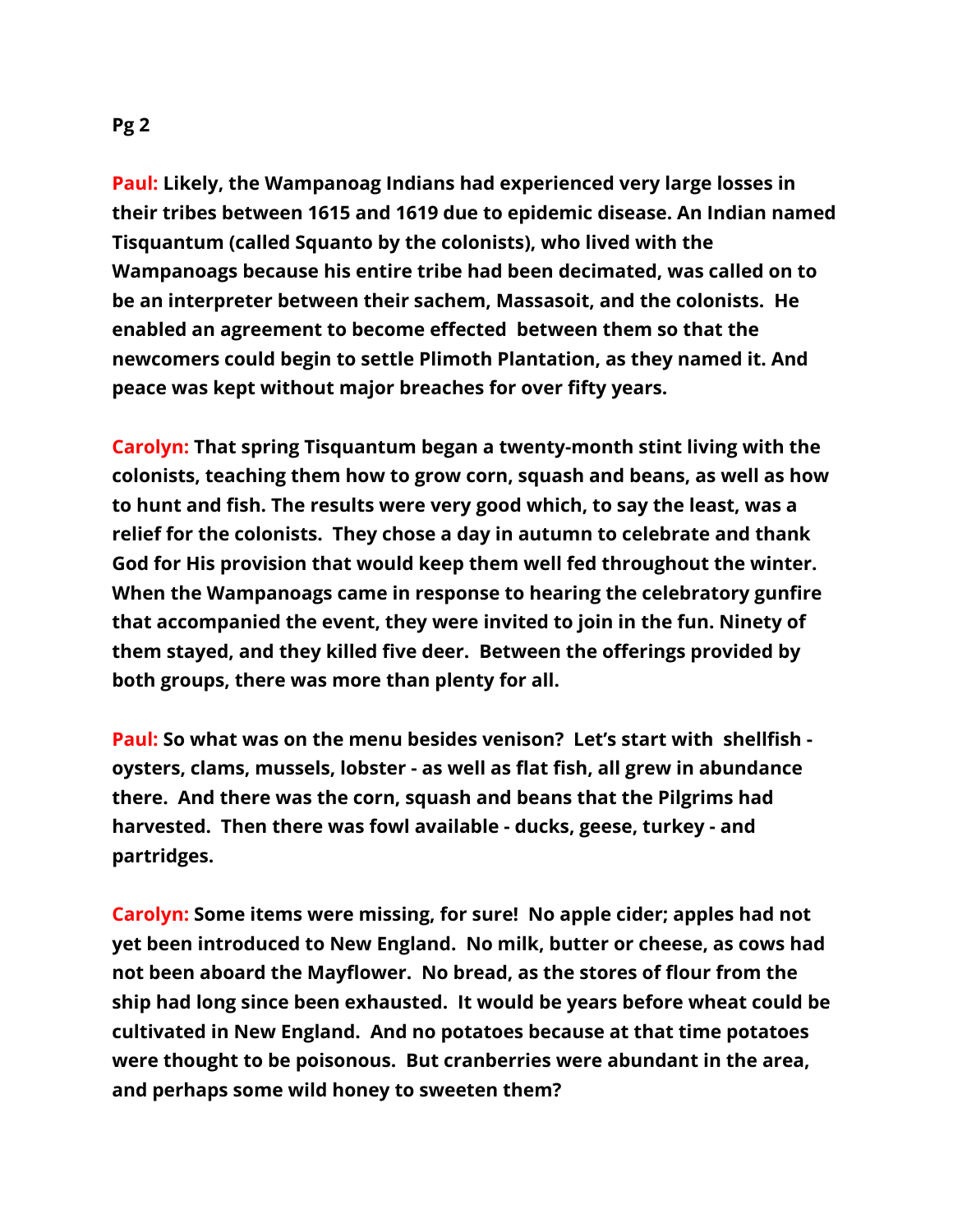**Paul:** Likely, the Wampanoag Indians had experienced very large losses in their tribes between 1615 and 1619 due to epidemic disease. An Indian named Tisquantum (called Squanto by the colonists), who lived with the Wampanoags because his entire tribe had been decimated, was called on to be an interpreter between their sachem, Massasoit, and the colonists. He enabled an agreement to become effected between them so that the newcomers could begin to settle Plimoth Plantation, as they named it. And peace was kept without major breaches for over fifty years.

**Carolyn:** That spring Tisquantum began a twenty-month stint living with the colonists, teaching them how to grow corn, squash and beans, as well as how to hunt and fish. The results were very good which, to say the least, was a relief for the colonists. They chose a day in autumn to celebrate and thank God for His provision that would keep them well fed throughout the winter. When the Wampanoags came in response to hearing the celebratory gunfire that accompanied the event, they were invited to join in the fun. Ninety of them stayed, and they killed five deer. Between the offerings provided by both groups, there was more than plenty for all.

**Paul:** So what was on the menu besides venison? Let's start with shellfish - oysters, clams, mussels, lobster - as well as flat fish, all grew in abundance there. And there was the corn, squash and beans that the Pilgrims had harvested. Then there was fowl available - ducks, geese, turkey - and partridges.

**Carolyn:** Some items were missing, for sure! No apple cider; apples had not yet been introduced to New England. No milk, butter or cheese, as cows had not been aboard the Mayflower. No bread, as the stores of flour from the ship had long since been exhausted. It would be years before wheat could be cultivated in New England. And no potatoes because at that time potatoes were thought to be poisonous. But cranberries were abundant in the area, and perhaps some wild honey to sweeten them?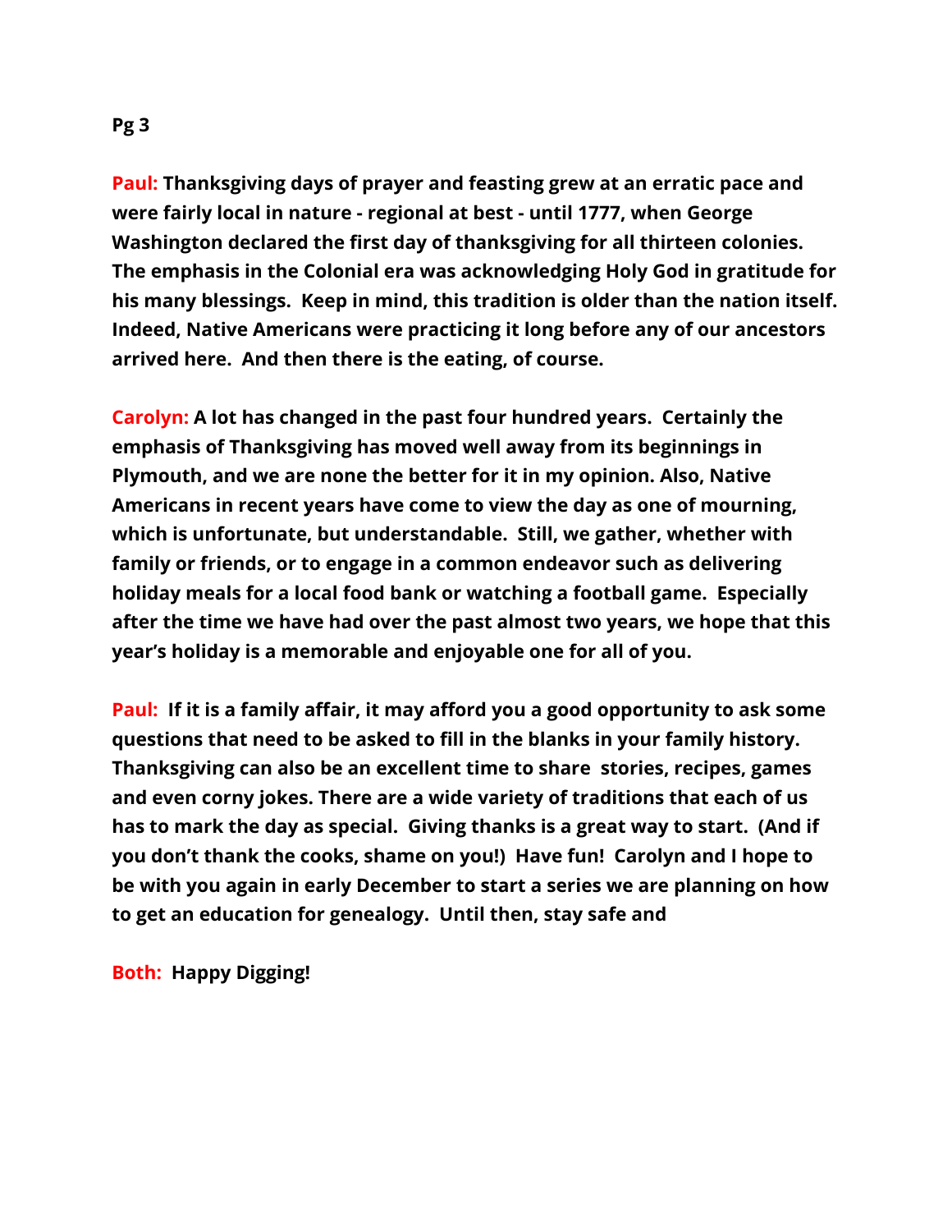**Paul:** **Thanksgiving days of prayer and feasting grew at an erratic pace and were fairly local in nature - regional at best - until 1777, when George Washington declared the first day of thanksgiving for all thirteen colonies. The emphasis in the Colonial era was acknowledging Holy God in gratitude for his many blessings. Keep in mind, this tradition is older than the nation itself. Indeed, Native Americans were practicing it long before any of our ancestors arrived here. And then there is the eating, of course.**

**Carolyn:** **A lot has changed in the past four hundred years. Certainly the emphasis of Thanksgiving has moved well away from its beginnings in Plymouth, and we are none the better for it in my opinion. Also, Native Americans in recent years have come to view the day as one of mourning, which is unfortunate, but understandable. Still, we gather, whether with family or friends, or to engage in a common endeavor such as delivering holiday meals for a local food bank or watching a football game. Especially after the time we have had over the past almost two years, we hope that this year's holiday is a memorable and enjoyable one for all of you.**

**Paul:** **If it is a family affair, it may afford you a good opportunity to ask some questions that need to be asked to fill in the blanks in your family history. Thanksgiving can also be an excellent time to share stories, recipes, games and even corny jokes. There are a wide variety of traditions that each of us has to mark the day as special. Giving thanks is a great way to start. (And if you don't thank the cooks, shame on you!) Have fun! Carolyn and I hope to be with you again in early December to start a series we are planning on how to get an education for genealogy. Until then, stay safe and**

**Both:** **Happy Digging!**